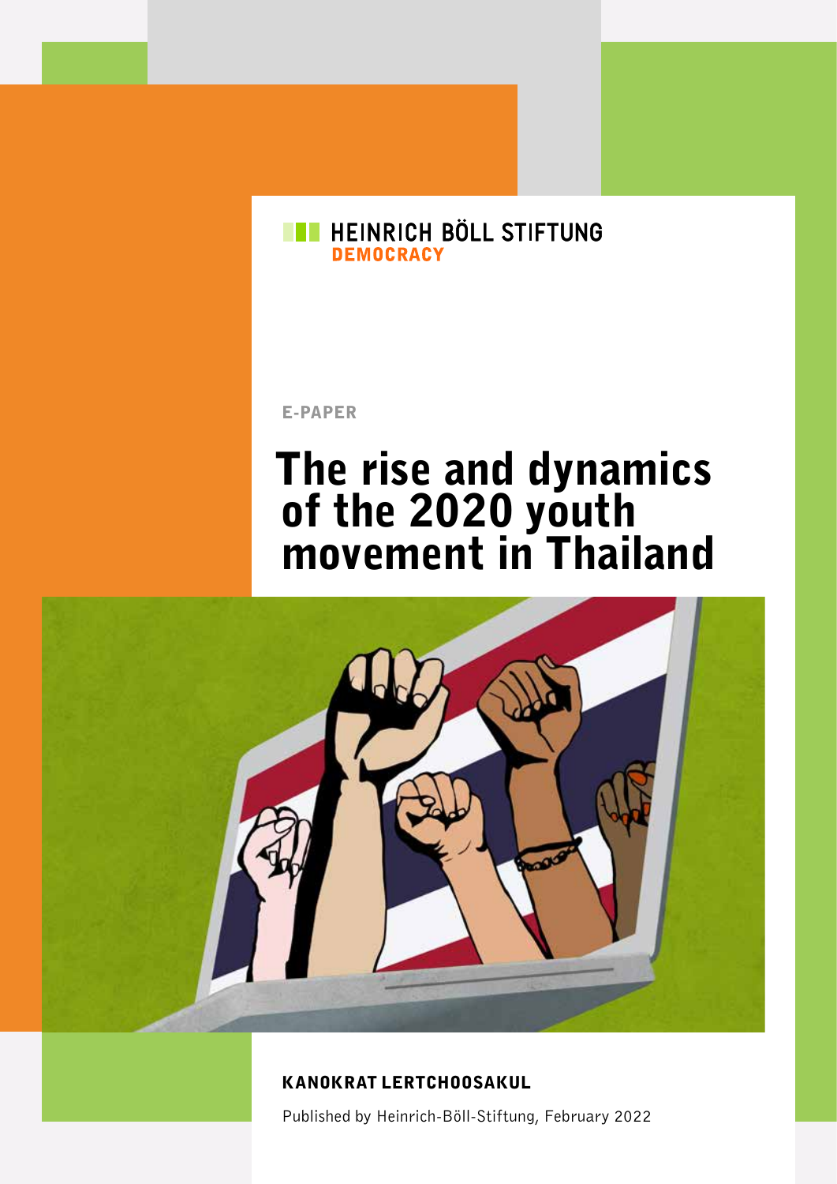HEINRICH BÖLL STIFTUNG
DEMOCRACY

E-PAPER

# The rise and dynamics of the 2020 youth movement in Thailand

KANOKRAT LERTCHOOSAKUL

Published by Heinrich-Böll-Stiftung, February 2022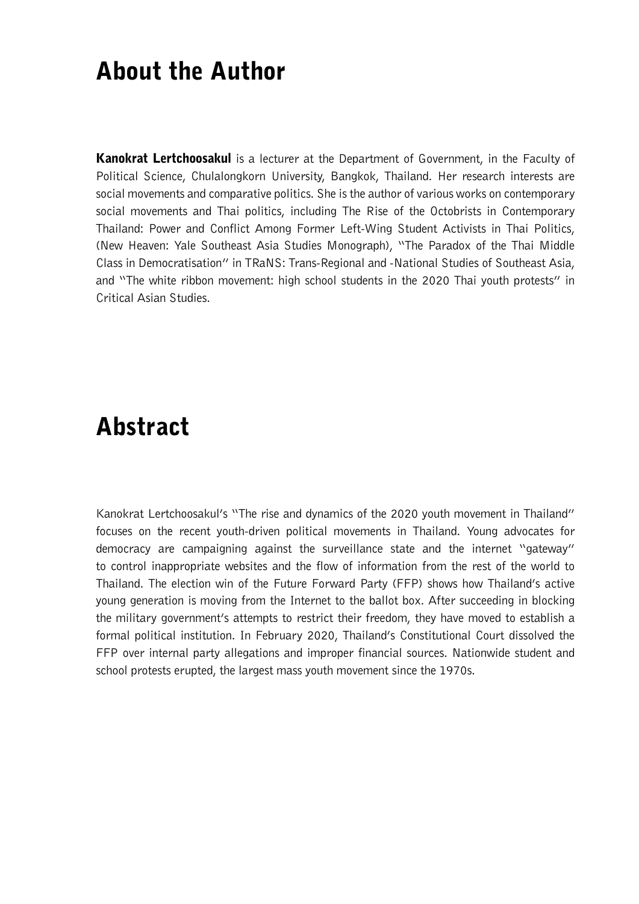# About the Author

**Kanokrat Lertchoosakul** is a lecturer at the Department of Government, in the Faculty of Political Science, Chulalongkorn University, Bangkok, Thailand. Her research interests are social movements and comparative politics. She is the author of various works on contemporary social movements and Thai politics, including The Rise of the Octobrists in Contemporary Thailand: Power and Conflict Among Former Left-Wing Student Activists in Thai Politics, (New Heaven: Yale Southeast Asia Studies Monograph), "The Paradox of the Thai Middle Class in Democratisation" in TRaNS: Trans-Regional and -National Studies of Southeast Asia, and "The white ribbon movement: high school students in the 2020 Thai youth protests" in Critical Asian Studies.

# Abstract

Kanokrat Lertchoosakul's "The rise and dynamics of the 2020 youth movement in Thailand" focuses on the recent youth-driven political movements in Thailand. Young advocates for democracy are campaigning against the surveillance state and the internet "gateway" to control inappropriate websites and the flow of information from the rest of the world to Thailand. The election win of the Future Forward Party (FFP) shows how Thailand's active young generation is moving from the Internet to the ballot box. After succeeding in blocking the military government's attempts to restrict their freedom, they have moved to establish a formal political institution. In February 2020, Thailand's Constitutional Court dissolved the FFP over internal party allegations and improper financial sources. Nationwide student and school protests erupted, the largest mass youth movement since the 1970s.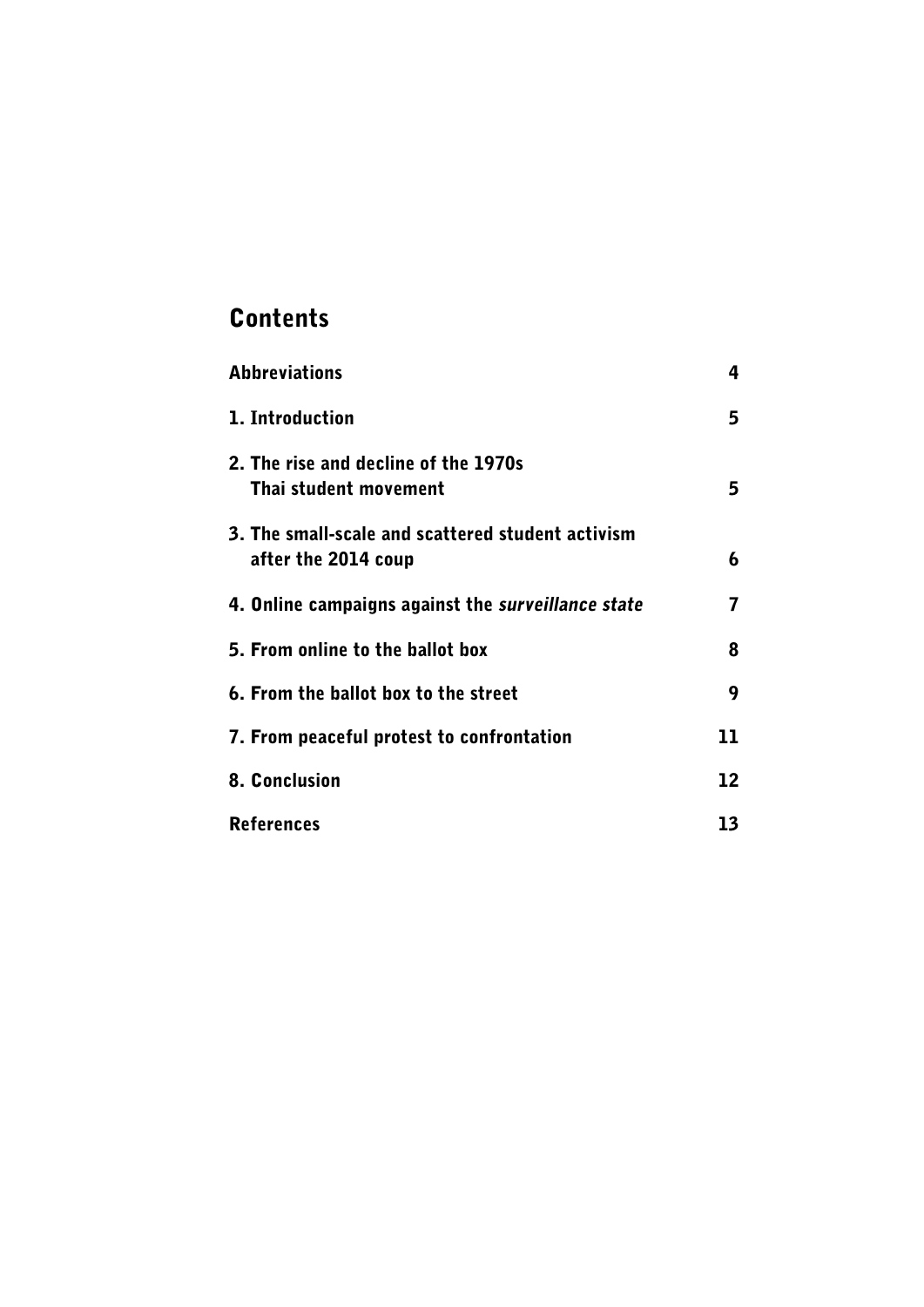# Contents

| | |
|---|---|
| Abbreviations | 4 |
| 1. Introduction | 5 |
| 2. The rise and decline of the 1970s Thai student movement | 5 |
| 3. The small-scale and scattered student activism after the 2014 coup | 6 |
| 4. Online campaigns against the *surveillance state* | 7 |
| 5. From online to the ballot box | 8 |
| 6. From the ballot box to the street | 9 |
| 7. From peaceful protest to confrontation | 11 |
| 8. Conclusion | 12 |
| References | 13 |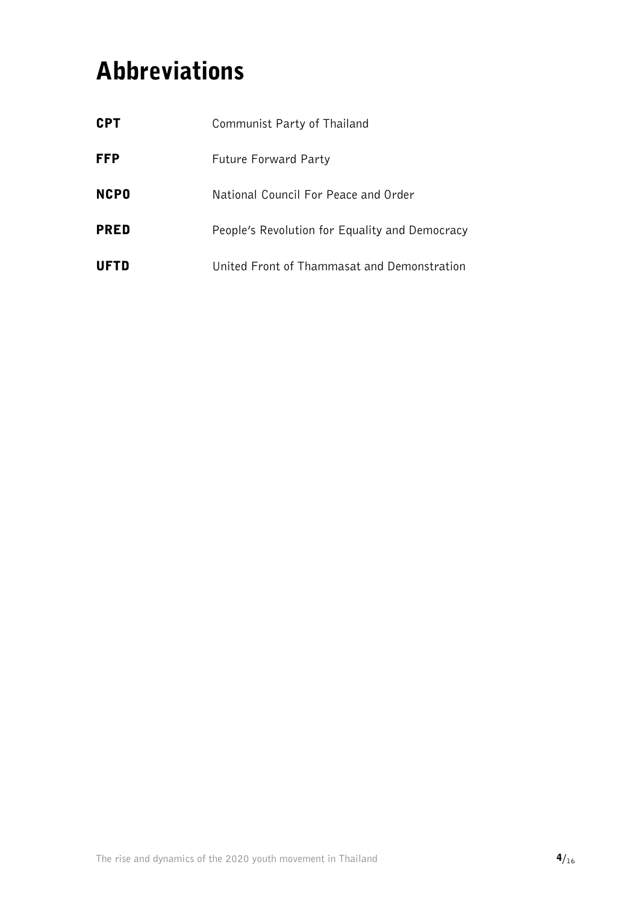# Abbreviations

| | |
|---|---|
| **CPT** | Communist Party of Thailand |
| **FFP** | Future Forward Party |
| **NCPO** | National Council For Peace and Order |
| **PRED** | People's Revolution for Equality and Democracy |
| **UFTD** | United Front of Thammasat and Demonstration |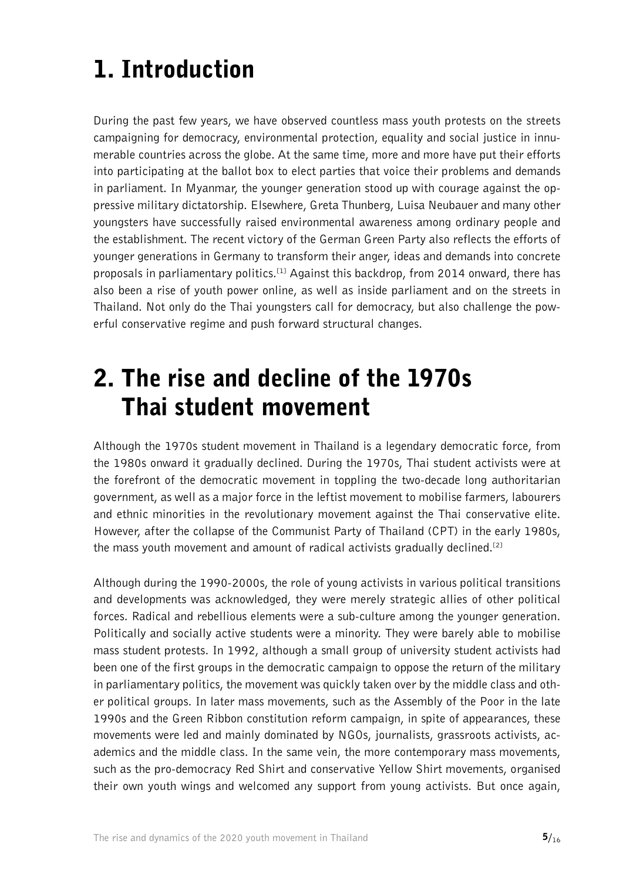# 1. Introduction

During the past few years, we have observed countless mass youth protests on the streets campaigning for democracy, environmental protection, equality and social justice in innumerable countries across the globe. At the same time, more and more have put their efforts into participating at the ballot box to elect parties that voice their problems and demands in parliament. In Myanmar, the younger generation stood up with courage against the oppressive military dictatorship. Elsewhere, Greta Thunberg, Luisa Neubauer and many other youngsters have successfully raised environmental awareness among ordinary people and the establishment. The recent victory of the German Green Party also reflects the efforts of younger generations in Germany to transform their anger, ideas and demands into concrete proposals in parliamentary politics.[1] Against this backdrop, from 2014 onward, there has also been a rise of youth power online, as well as inside parliament and on the streets in Thailand. Not only do the Thai youngsters call for democracy, but also challenge the powerful conservative regime and push forward structural changes.

# 2. The rise and decline of the 1970s Thai student movement

Although the 1970s student movement in Thailand is a legendary democratic force, from the 1980s onward it gradually declined. During the 1970s, Thai student activists were at the forefront of the democratic movement in toppling the two-decade long authoritarian government, as well as a major force in the leftist movement to mobilise farmers, labourers and ethnic minorities in the revolutionary movement against the Thai conservative elite. However, after the collapse of the Communist Party of Thailand (CPT) in the early 1980s, the mass youth movement and amount of radical activists gradually declined.[2]

Although during the 1990-2000s, the role of young activists in various political transitions and developments was acknowledged, they were merely strategic allies of other political forces. Radical and rebellious elements were a sub-culture among the younger generation. Politically and socially active students were a minority. They were barely able to mobilise mass student protests. In 1992, although a small group of university student activists had been one of the first groups in the democratic campaign to oppose the return of the military in parliamentary politics, the movement was quickly taken over by the middle class and other political groups. In later mass movements, such as the Assembly of the Poor in the late 1990s and the Green Ribbon constitution reform campaign, in spite of appearances, these movements were led and mainly dominated by NGOs, journalists, grassroots activists, academics and the middle class. In the same vein, the more contemporary mass movements, such as the pro-democracy Red Shirt and conservative Yellow Shirt movements, organised their own youth wings and welcomed any support from young activists. But once again,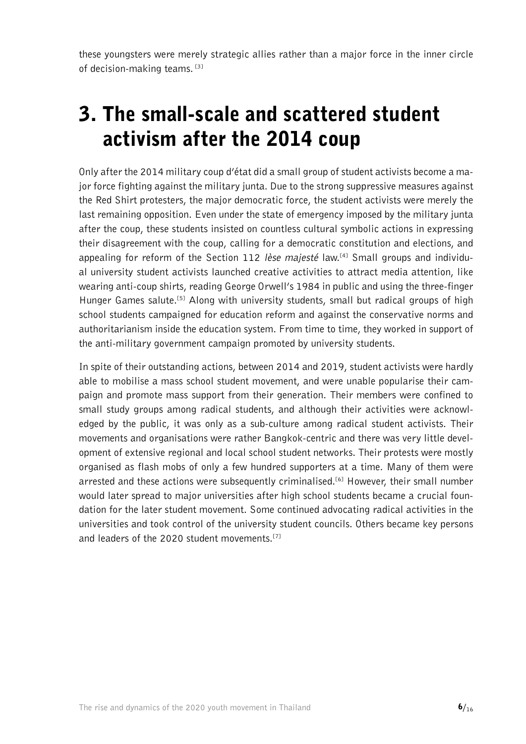these youngsters were merely strategic allies rather than a major force in the inner circle of decision-making teams. [3]

# 3. The small-scale and scattered student activism after the 2014 coup

Only after the 2014 military coup d'état did a small group of student activists become a major force fighting against the military junta. Due to the strong suppressive measures against the Red Shirt protesters, the major democratic force, the student activists were merely the last remaining opposition. Even under the state of emergency imposed by the military junta after the coup, these students insisted on countless cultural symbolic actions in expressing their disagreement with the coup, calling for a democratic constitution and elections, and appealing for reform of the Section 112 *lèse majesté* law.[4] Small groups and individual university student activists launched creative activities to attract media attention, like wearing anti-coup shirts, reading George Orwell's 1984 in public and using the three-finger Hunger Games salute.[5] Along with university students, small but radical groups of high school students campaigned for education reform and against the conservative norms and authoritarianism inside the education system. From time to time, they worked in support of the anti-military government campaign promoted by university students.

In spite of their outstanding actions, between 2014 and 2019, student activists were hardly able to mobilise a mass school student movement, and were unable popularise their campaign and promote mass support from their generation. Their members were confined to small study groups among radical students, and although their activities were acknowledged by the public, it was only as a sub-culture among radical student activists. Their movements and organisations were rather Bangkok-centric and there was very little development of extensive regional and local school student networks. Their protests were mostly organised as flash mobs of only a few hundred supporters at a time. Many of them were arrested and these actions were subsequently criminalised.[6] However, their small number would later spread to major universities after high school students became a crucial foundation for the later student movement. Some continued advocating radical activities in the universities and took control of the university student councils. Others became key persons and leaders of the 2020 student movements.[7]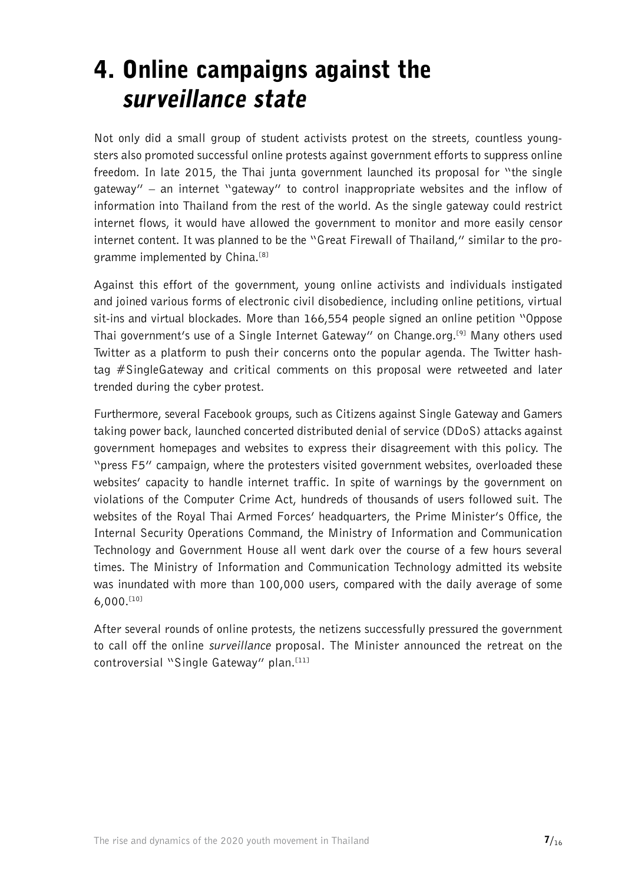# 4. Online campaigns against the *surveillance state*

Not only did a small group of student activists protest on the streets, countless youngsters also promoted successful online protests against government efforts to suppress online freedom. In late 2015, the Thai junta government launched its proposal for "the single gateway" – an internet "gateway" to control inappropriate websites and the inflow of information into Thailand from the rest of the world. As the single gateway could restrict internet flows, it would have allowed the government to monitor and more easily censor internet content. It was planned to be the "Great Firewall of Thailand," similar to the programme implemented by China.[8]

Against this effort of the government, young online activists and individuals instigated and joined various forms of electronic civil disobedience, including online petitions, virtual sit-ins and virtual blockades. More than 166,554 people signed an online petition "Oppose Thai government's use of a Single Internet Gateway" on Change.org.[9] Many others used Twitter as a platform to push their concerns onto the popular agenda. The Twitter hashtag #SingleGateway and critical comments on this proposal were retweeted and later trended during the cyber protest.

Furthermore, several Facebook groups, such as Citizens against Single Gateway and Gamers taking power back, launched concerted distributed denial of service (DDoS) attacks against government homepages and websites to express their disagreement with this policy. The "press F5" campaign, where the protesters visited government websites, overloaded these websites' capacity to handle internet traffic. In spite of warnings by the government on violations of the Computer Crime Act, hundreds of thousands of users followed suit. The websites of the Royal Thai Armed Forces' headquarters, the Prime Minister's Office, the Internal Security Operations Command, the Ministry of Information and Communication Technology and Government House all went dark over the course of a few hours several times. The Ministry of Information and Communication Technology admitted its website was inundated with more than 100,000 users, compared with the daily average of some 6,000.[10]

After several rounds of online protests, the netizens successfully pressured the government to call off the online *surveillance* proposal. The Minister announced the retreat on the controversial "Single Gateway" plan.[11]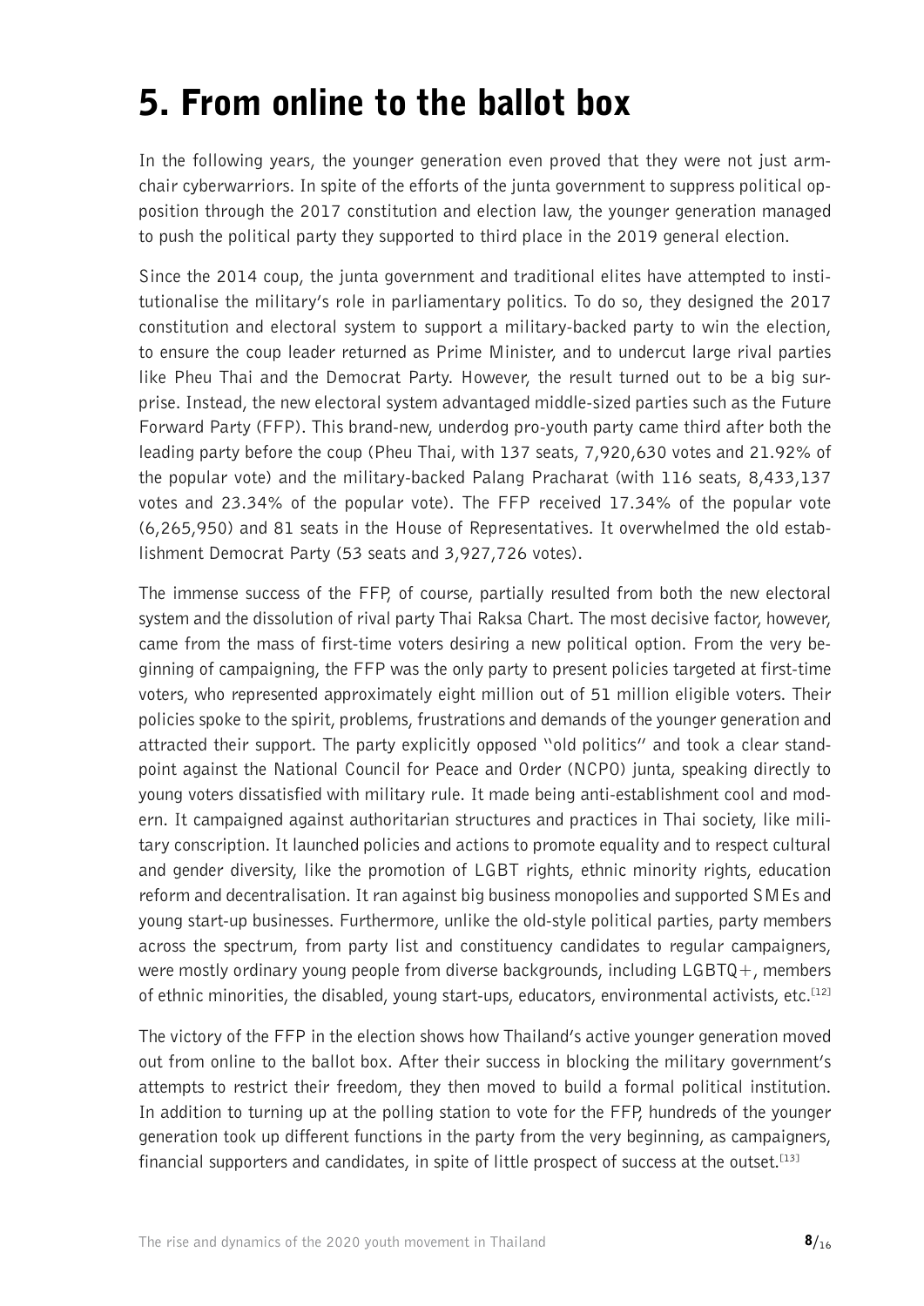# 5. From online to the ballot box

In the following years, the younger generation even proved that they were not just armchair cyberwarriors. In spite of the efforts of the junta government to suppress political opposition through the 2017 constitution and election law, the younger generation managed to push the political party they supported to third place in the 2019 general election.

Since the 2014 coup, the junta government and traditional elites have attempted to institutionalise the military's role in parliamentary politics. To do so, they designed the 2017 constitution and electoral system to support a military-backed party to win the election, to ensure the coup leader returned as Prime Minister, and to undercut large rival parties like Pheu Thai and the Democrat Party. However, the result turned out to be a big surprise. Instead, the new electoral system advantaged middle-sized parties such as the Future Forward Party (FFP). This brand-new, underdog pro-youth party came third after both the leading party before the coup (Pheu Thai, with 137 seats, 7,920,630 votes and 21.92% of the popular vote) and the military-backed Palang Pracharat (with 116 seats, 8,433,137 votes and 23.34% of the popular vote). The FFP received 17.34% of the popular vote (6,265,950) and 81 seats in the House of Representatives. It overwhelmed the old establishment Democrat Party (53 seats and 3,927,726 votes).

The immense success of the FFP, of course, partially resulted from both the new electoral system and the dissolution of rival party Thai Raksa Chart. The most decisive factor, however, came from the mass of first-time voters desiring a new political option. From the very beginning of campaigning, the FFP was the only party to present policies targeted at first-time voters, who represented approximately eight million out of 51 million eligible voters. Their policies spoke to the spirit, problems, frustrations and demands of the younger generation and attracted their support. The party explicitly opposed "old politics" and took a clear standpoint against the National Council for Peace and Order (NCPO) junta, speaking directly to young voters dissatisfied with military rule. It made being anti-establishment cool and modern. It campaigned against authoritarian structures and practices in Thai society, like military conscription. It launched policies and actions to promote equality and to respect cultural and gender diversity, like the promotion of LGBT rights, ethnic minority rights, education reform and decentralisation. It ran against big business monopolies and supported SMEs and young start-up businesses. Furthermore, unlike the old-style political parties, party members across the spectrum, from party list and constituency candidates to regular campaigners, were mostly ordinary young people from diverse backgrounds, including LGBTQ+, members of ethnic minorities, the disabled, young start-ups, educators, environmental activists, etc.[12]

The victory of the FFP in the election shows how Thailand's active younger generation moved out from online to the ballot box. After their success in blocking the military government's attempts to restrict their freedom, they then moved to build a formal political institution. In addition to turning up at the polling station to vote for the FFP, hundreds of the younger generation took up different functions in the party from the very beginning, as campaigners, financial supporters and candidates, in spite of little prospect of success at the outset.[13]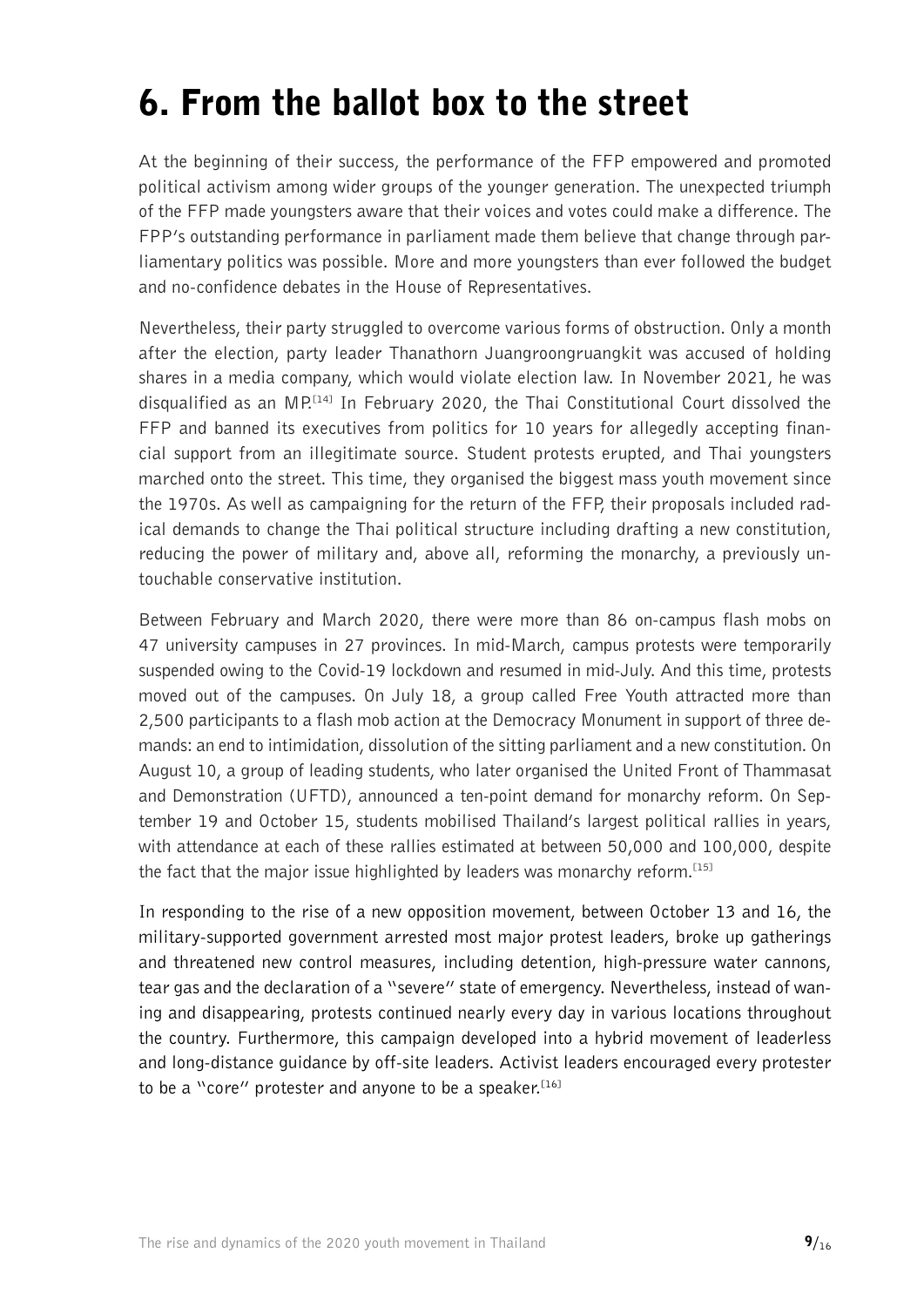# 6. From the ballot box to the street

At the beginning of their success, the performance of the FFP empowered and promoted political activism among wider groups of the younger generation. The unexpected triumph of the FFP made youngsters aware that their voices and votes could make a difference. The FPP's outstanding performance in parliament made them believe that change through parliamentary politics was possible. More and more youngsters than ever followed the budget and no-confidence debates in the House of Representatives.

Nevertheless, their party struggled to overcome various forms of obstruction. Only a month after the election, party leader Thanathorn Juangroongruangkit was accused of holding shares in a media company, which would violate election law. In November 2021, he was disqualified as an MP.[14] In February 2020, the Thai Constitutional Court dissolved the FFP and banned its executives from politics for 10 years for allegedly accepting financial support from an illegitimate source. Student protests erupted, and Thai youngsters marched onto the street. This time, they organised the biggest mass youth movement since the 1970s. As well as campaigning for the return of the FFP, their proposals included radical demands to change the Thai political structure including drafting a new constitution, reducing the power of military and, above all, reforming the monarchy, a previously untouchable conservative institution.

Between February and March 2020, there were more than 86 on-campus flash mobs on 47 university campuses in 27 provinces. In mid-March, campus protests were temporarily suspended owing to the Covid-19 lockdown and resumed in mid-July. And this time, protests moved out of the campuses. On July 18, a group called Free Youth attracted more than 2,500 participants to a flash mob action at the Democracy Monument in support of three demands: an end to intimidation, dissolution of the sitting parliament and a new constitution. On August 10, a group of leading students, who later organised the United Front of Thammasat and Demonstration (UFTD), announced a ten-point demand for monarchy reform. On September 19 and October 15, students mobilised Thailand's largest political rallies in years, with attendance at each of these rallies estimated at between 50,000 and 100,000, despite the fact that the major issue highlighted by leaders was monarchy reform.[15]

In responding to the rise of a new opposition movement, between October 13 and 16, the military-supported government arrested most major protest leaders, broke up gatherings and threatened new control measures, including detention, high-pressure water cannons, tear gas and the declaration of a "severe" state of emergency. Nevertheless, instead of waning and disappearing, protests continued nearly every day in various locations throughout the country. Furthermore, this campaign developed into a hybrid movement of leaderless and long-distance guidance by off-site leaders. Activist leaders encouraged every protester to be a "core" protester and anyone to be a speaker.[16]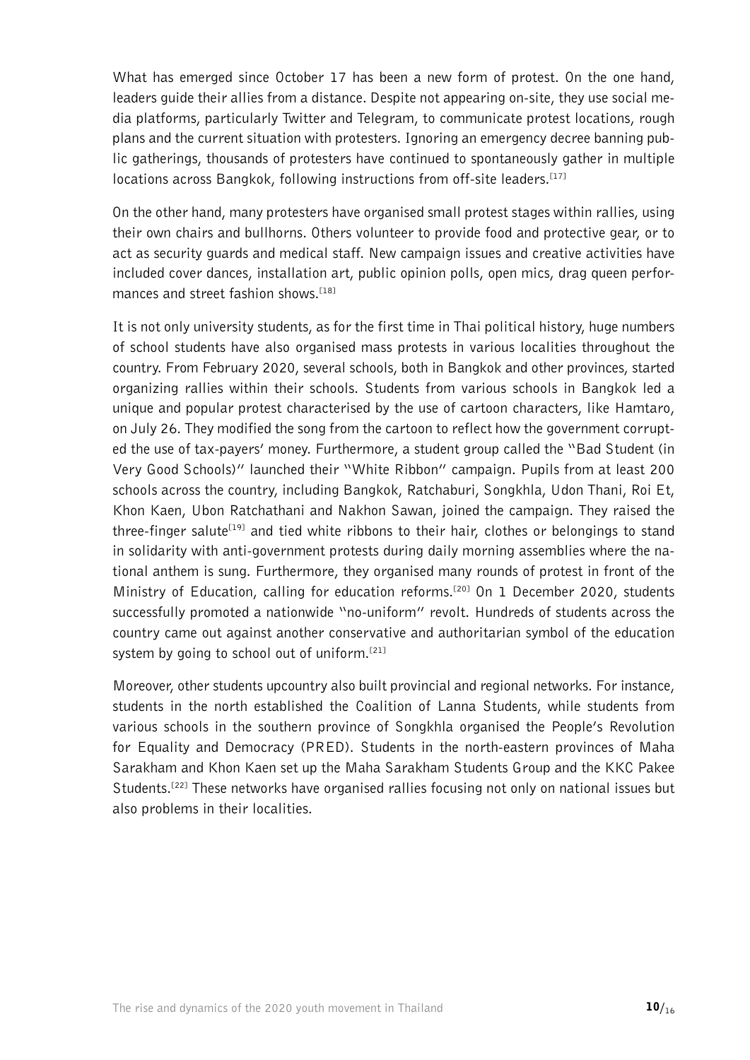What has emerged since October 17 has been a new form of protest. On the one hand, leaders guide their allies from a distance. Despite not appearing on-site, they use social media platforms, particularly Twitter and Telegram, to communicate protest locations, rough plans and the current situation with protesters. Ignoring an emergency decree banning public gatherings, thousands of protesters have continued to spontaneously gather in multiple locations across Bangkok, following instructions from off-site leaders.[17]

On the other hand, many protesters have organised small protest stages within rallies, using their own chairs and bullhorns. Others volunteer to provide food and protective gear, or to act as security guards and medical staff. New campaign issues and creative activities have included cover dances, installation art, public opinion polls, open mics, drag queen performances and street fashion shows.[18]

It is not only university students, as for the first time in Thai political history, huge numbers of school students have also organised mass protests in various localities throughout the country. From February 2020, several schools, both in Bangkok and other provinces, started organizing rallies within their schools. Students from various schools in Bangkok led a unique and popular protest characterised by the use of cartoon characters, like Hamtaro, on July 26. They modified the song from the cartoon to reflect how the government corrupted the use of tax-payers' money. Furthermore, a student group called the "Bad Student (in Very Good Schools)" launched their "White Ribbon" campaign. Pupils from at least 200 schools across the country, including Bangkok, Ratchaburi, Songkhla, Udon Thani, Roi Et, Khon Kaen, Ubon Ratchathani and Nakhon Sawan, joined the campaign. They raised the three-finger salute[19] and tied white ribbons to their hair, clothes or belongings to stand in solidarity with anti-government protests during daily morning assemblies where the national anthem is sung. Furthermore, they organised many rounds of protest in front of the Ministry of Education, calling for education reforms.[20] On 1 December 2020, students successfully promoted a nationwide "no-uniform" revolt. Hundreds of students across the country came out against another conservative and authoritarian symbol of the education system by going to school out of uniform.[21]

Moreover, other students upcountry also built provincial and regional networks. For instance, students in the north established the Coalition of Lanna Students, while students from various schools in the southern province of Songkhla organised the People's Revolution for Equality and Democracy (PRED). Students in the north-eastern provinces of Maha Sarakham and Khon Kaen set up the Maha Sarakham Students Group and the KKC Pakee Students.[22] These networks have organised rallies focusing not only on national issues but also problems in their localities.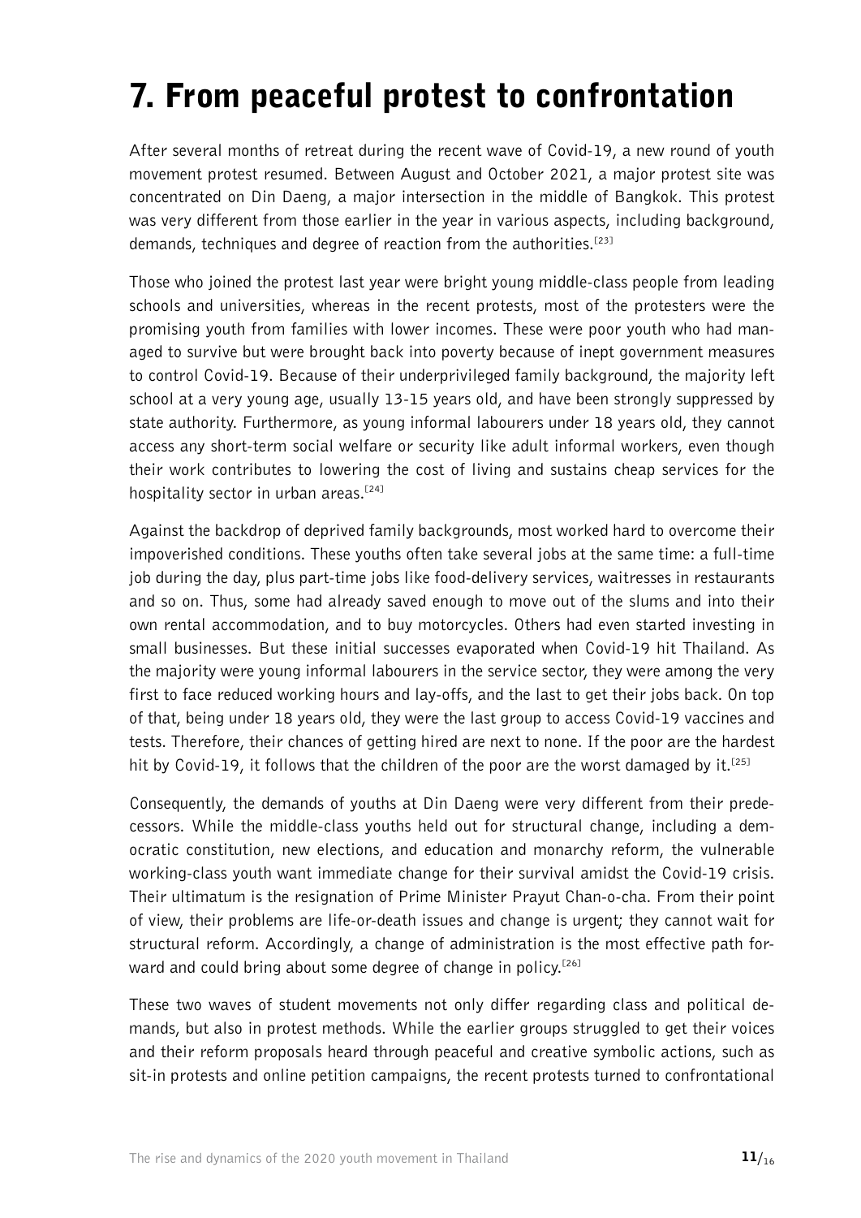# 7. From peaceful protest to confrontation

After several months of retreat during the recent wave of Covid-19, a new round of youth movement protest resumed. Between August and October 2021, a major protest site was concentrated on Din Daeng, a major intersection in the middle of Bangkok. This protest was very different from those earlier in the year in various aspects, including background, demands, techniques and degree of reaction from the authorities.[23]

Those who joined the protest last year were bright young middle-class people from leading schools and universities, whereas in the recent protests, most of the protesters were the promising youth from families with lower incomes. These were poor youth who had managed to survive but were brought back into poverty because of inept government measures to control Covid-19. Because of their underprivileged family background, the majority left school at a very young age, usually 13-15 years old, and have been strongly suppressed by state authority. Furthermore, as young informal labourers under 18 years old, they cannot access any short-term social welfare or security like adult informal workers, even though their work contributes to lowering the cost of living and sustains cheap services for the hospitality sector in urban areas.[24]

Against the backdrop of deprived family backgrounds, most worked hard to overcome their impoverished conditions. These youths often take several jobs at the same time: a full-time job during the day, plus part-time jobs like food-delivery services, waitresses in restaurants and so on. Thus, some had already saved enough to move out of the slums and into their own rental accommodation, and to buy motorcycles. Others had even started investing in small businesses. But these initial successes evaporated when Covid-19 hit Thailand. As the majority were young informal labourers in the service sector, they were among the very first to face reduced working hours and lay-offs, and the last to get their jobs back. On top of that, being under 18 years old, they were the last group to access Covid-19 vaccines and tests. Therefore, their chances of getting hired are next to none. If the poor are the hardest hit by Covid-19, it follows that the children of the poor are the worst damaged by it.[25]

Consequently, the demands of youths at Din Daeng were very different from their predecessors. While the middle-class youths held out for structural change, including a democratic constitution, new elections, and education and monarchy reform, the vulnerable working-class youth want immediate change for their survival amidst the Covid-19 crisis. Their ultimatum is the resignation of Prime Minister Prayut Chan-o-cha. From their point of view, their problems are life-or-death issues and change is urgent; they cannot wait for structural reform. Accordingly, a change of administration is the most effective path forward and could bring about some degree of change in policy.[26]

These two waves of student movements not only differ regarding class and political demands, but also in protest methods. While the earlier groups struggled to get their voices and their reform proposals heard through peaceful and creative symbolic actions, such as sit-in protests and online petition campaigns, the recent protests turned to confrontational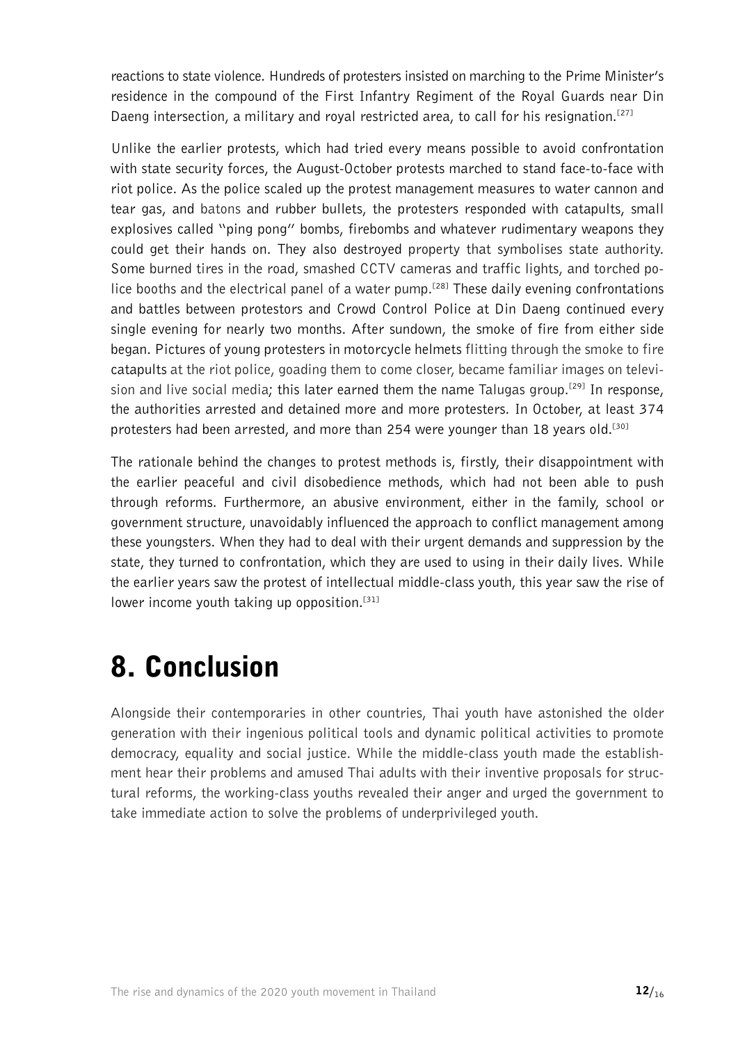reactions to state violence. Hundreds of protesters insisted on marching to the Prime Minister's residence in the compound of the First Infantry Regiment of the Royal Guards near Din Daeng intersection, a military and royal restricted area, to call for his resignation.[27]

Unlike the earlier protests, which had tried every means possible to avoid confrontation with state security forces, the August-October protests marched to stand face-to-face with riot police. As the police scaled up the protest management measures to water cannon and tear gas, and batons and rubber bullets, the protesters responded with catapults, small explosives called "ping pong" bombs, firebombs and whatever rudimentary weapons they could get their hands on. They also destroyed property that symbolises state authority. Some burned tires in the road, smashed CCTV cameras and traffic lights, and torched police booths and the electrical panel of a water pump.[28] These daily evening confrontations and battles between protestors and Crowd Control Police at Din Daeng continued every single evening for nearly two months. After sundown, the smoke of fire from either side began. Pictures of young protesters in motorcycle helmets flitting through the smoke to fire catapults at the riot police, goading them to come closer, became familiar images on television and live social media; this later earned them the name Talugas group.[29] In response, the authorities arrested and detained more and more protesters. In October, at least 374 protesters had been arrested, and more than 254 were younger than 18 years old.[30]

The rationale behind the changes to protest methods is, firstly, their disappointment with the earlier peaceful and civil disobedience methods, which had not been able to push through reforms. Furthermore, an abusive environment, either in the family, school or government structure, unavoidably influenced the approach to conflict management among these youngsters. When they had to deal with their urgent demands and suppression by the state, they turned to confrontation, which they are used to using in their daily lives. While the earlier years saw the protest of intellectual middle-class youth, this year saw the rise of lower income youth taking up opposition.[31]

# 8. Conclusion

Alongside their contemporaries in other countries, Thai youth have astonished the older generation with their ingenious political tools and dynamic political activities to promote democracy, equality and social justice. While the middle-class youth made the establishment hear their problems and amused Thai adults with their inventive proposals for structural reforms, the working-class youths revealed their anger and urged the government to take immediate action to solve the problems of underprivileged youth.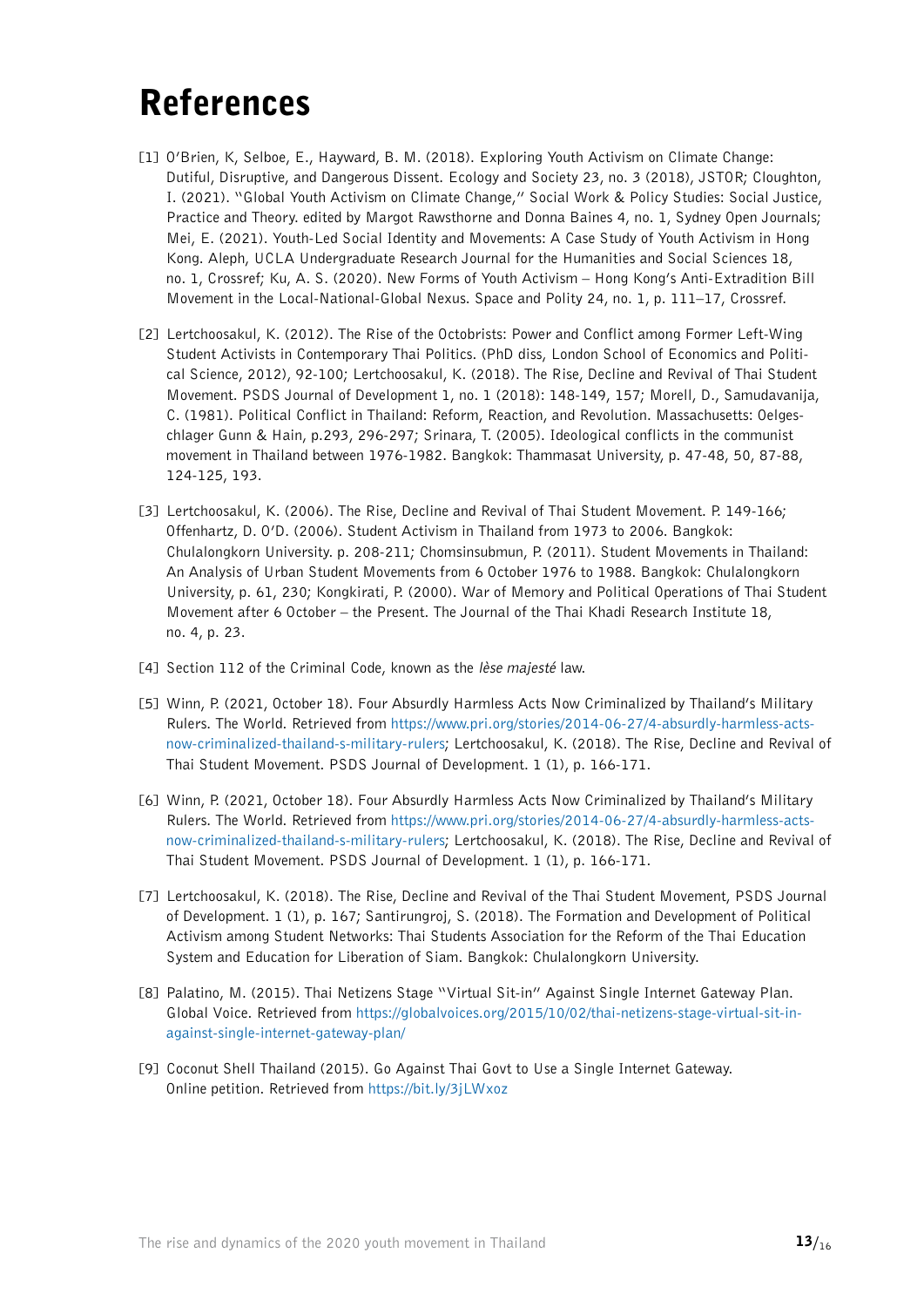# References

[1] O'Brien, K, Selboe, E., Hayward, B. M. (2018). Exploring Youth Activism on Climate Change: Dutiful, Disruptive, and Dangerous Dissent. Ecology and Society 23, no. 3 (2018), JSTOR; Cloughton, I. (2021). "Global Youth Activism on Climate Change," Social Work & Policy Studies: Social Justice, Practice and Theory. edited by Margot Rawsthorne and Donna Baines 4, no. 1, Sydney Open Journals; Mei, E. (2021). Youth-Led Social Identity and Movements: A Case Study of Youth Activism in Hong Kong. Aleph, UCLA Undergraduate Research Journal for the Humanities and Social Sciences 18, no. 1, Crossref; Ku, A. S. (2020). New Forms of Youth Activism – Hong Kong's Anti-Extradition Bill Movement in the Local-National-Global Nexus. Space and Polity 24, no. 1, p. 111–17, Crossref.

[2] Lertchoosakul, K. (2012). The Rise of the Octobrists: Power and Conflict among Former Left-Wing Student Activists in Contemporary Thai Politics. (PhD diss, London School of Economics and Political Science, 2012), 92-100; Lertchoosakul, K. (2018). The Rise, Decline and Revival of Thai Student Movement. PSDS Journal of Development 1, no. 1 (2018): 148-149, 157; Morell, D., Samudavanija, C. (1981). Political Conflict in Thailand: Reform, Reaction, and Revolution. Massachusetts: Oelgeschlager Gunn & Hain, p.293, 296-297; Srinara, T. (2005). Ideological conflicts in the communist movement in Thailand between 1976-1982. Bangkok: Thammasat University, p. 47-48, 50, 87-88, 124-125, 193.

[3] Lertchoosakul, K. (2006). The Rise, Decline and Revival of Thai Student Movement. P. 149-166; Offenhartz, D. O'D. (2006). Student Activism in Thailand from 1973 to 2006. Bangkok: Chulalongkorn University. p. 208-211; Chomsinsubmun, P. (2011). Student Movements in Thailand: An Analysis of Urban Student Movements from 6 October 1976 to 1988. Bangkok: Chulalongkorn University, p. 61, 230; Kongkirati, P. (2000). War of Memory and Political Operations of Thai Student Movement after 6 October – the Present. The Journal of the Thai Khadi Research Institute 18, no. 4, p. 23.

[4] Section 112 of the Criminal Code, known as the *lèse majesté* law.

[5] Winn, P. (2021, October 18). Four Absurdly Harmless Acts Now Criminalized by Thailand's Military Rulers. The World. Retrieved from https://www.pri.org/stories/2014-06-27/4-absurdly-harmless-acts-now-criminalized-thailand-s-military-rulers; Lertchoosakul, K. (2018). The Rise, Decline and Revival of Thai Student Movement. PSDS Journal of Development. 1 (1), p. 166-171.

[6] Winn, P. (2021, October 18). Four Absurdly Harmless Acts Now Criminalized by Thailand's Military Rulers. The World. Retrieved from https://www.pri.org/stories/2014-06-27/4-absurdly-harmless-acts-now-criminalized-thailand-s-military-rulers; Lertchoosakul, K. (2018). The Rise, Decline and Revival of Thai Student Movement. PSDS Journal of Development. 1 (1), p. 166-171.

[7] Lertchoosakul, K. (2018). The Rise, Decline and Revival of the Thai Student Movement, PSDS Journal of Development. 1 (1), p. 167; Santirungroj, S. (2018). The Formation and Development of Political Activism among Student Networks: Thai Students Association for the Reform of the Thai Education System and Education for Liberation of Siam. Bangkok: Chulalongkorn University.

[8] Palatino, M. (2015). Thai Netizens Stage "Virtual Sit-in" Against Single Internet Gateway Plan. Global Voice. Retrieved from https://globalvoices.org/2015/10/02/thai-netizens-stage-virtual-sit-in-against-single-internet-gateway-plan/

[9] Coconut Shell Thailand (2015). Go Against Thai Govt to Use a Single Internet Gateway. Online petition. Retrieved from https://bit.ly/3jLWxoz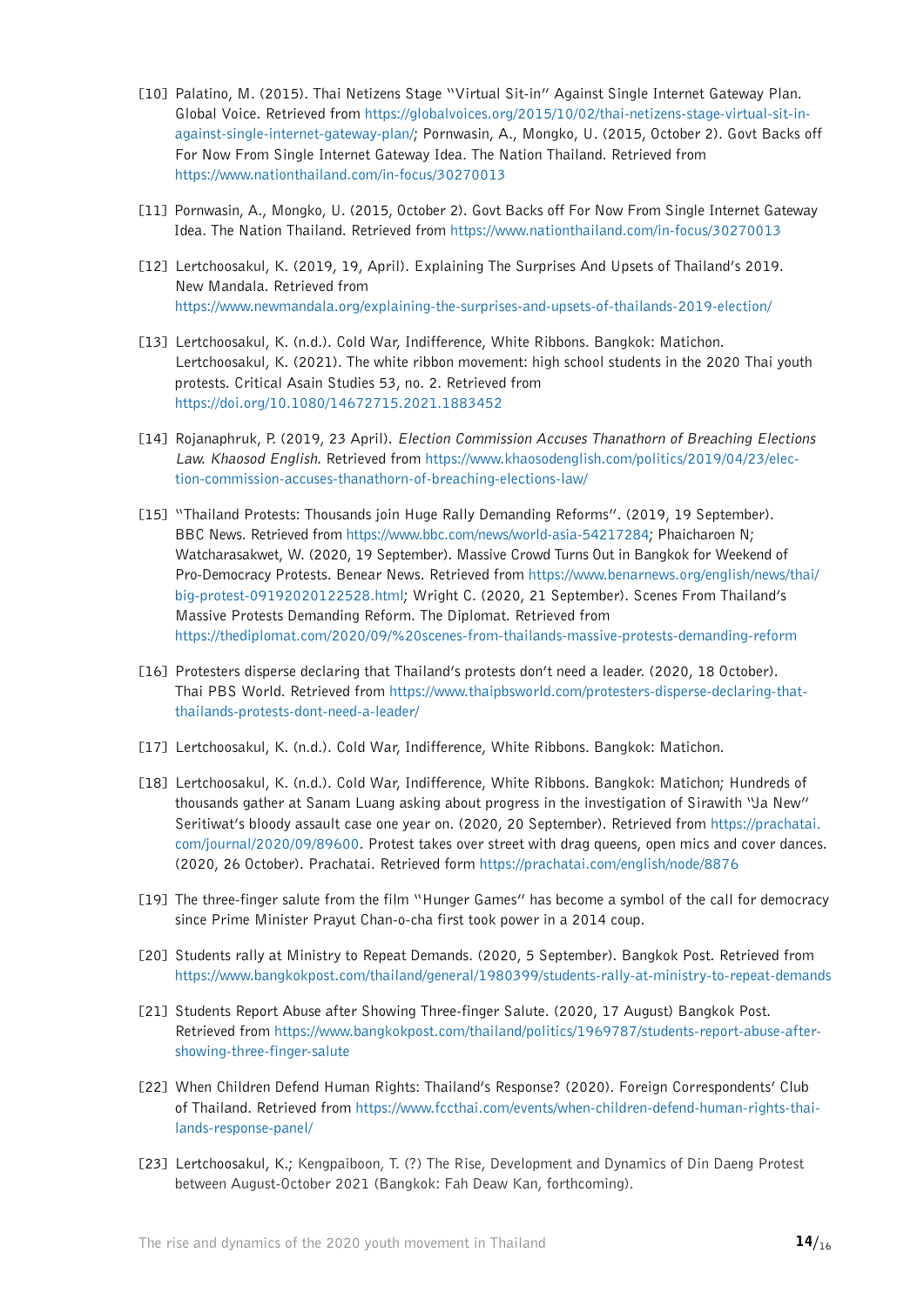[10] Palatino, M. (2015). Thai Netizens Stage "Virtual Sit-in" Against Single Internet Gateway Plan. Global Voice. Retrieved from https://globalvoices.org/2015/10/02/thai-netizens-stage-virtual-sit-in-against-single-internet-gateway-plan/; Pornwasin, A., Mongko, U. (2015, October 2). Govt Backs off For Now From Single Internet Gateway Idea. The Nation Thailand. Retrieved from https://www.nationthailand.com/in-focus/30270013

[11] Pornwasin, A., Mongko, U. (2015, October 2). Govt Backs off For Now From Single Internet Gateway Idea. The Nation Thailand. Retrieved from https://www.nationthailand.com/in-focus/30270013

[12] Lertchoosakul, K. (2019, 19, April). Explaining The Surprises And Upsets of Thailand's 2019. New Mandala. Retrieved from https://www.newmandala.org/explaining-the-surprises-and-upsets-of-thailands-2019-election/

[13] Lertchoosakul, K. (n.d.). Cold War, Indifference, White Ribbons. Bangkok: Matichon. Lertchoosakul, K. (2021). The white ribbon movement: high school students in the 2020 Thai youth protests. Critical Asain Studies 53, no. 2. Retrieved from https://doi.org/10.1080/14672715.2021.1883452

[14] Rojanaphruk, P. (2019, 23 April). *Election Commission Accuses Thanathorn of Breaching Elections Law. Khaosod English.* Retrieved from https://www.khaosodenglish.com/politics/2019/04/23/election-commission-accuses-thanathorn-of-breaching-elections-law/

[15] "Thailand Protests: Thousands join Huge Rally Demanding Reforms". (2019, 19 September). BBC News. Retrieved from https://www.bbc.com/news/world-asia-54217284; Phaicharoen N; Watcharasakwet, W. (2020, 19 September). Massive Crowd Turns Out in Bangkok for Weekend of Pro-Democracy Protests. Benear News. Retrieved from https://www.benarnews.org/english/news/thai/big-protest-09192020122528.html; Wright C. (2020, 21 September). Scenes From Thailand's Massive Protests Demanding Reform. The Diplomat. Retrieved from https://thediplomat.com/2020/09/%20scenes-from-thailands-massive-protests-demanding-reform

[16] Protesters disperse declaring that Thailand's protests don't need a leader. (2020, 18 October). Thai PBS World. Retrieved from https://www.thaipbsworld.com/protesters-disperse-declaring-that-thailands-protests-dont-need-a-leader/

[17] Lertchoosakul, K. (n.d.). Cold War, Indifference, White Ribbons. Bangkok: Matichon.

[18] Lertchoosakul, K. (n.d.). Cold War, Indifference, White Ribbons. Bangkok: Matichon; Hundreds of thousands gather at Sanam Luang asking about progress in the investigation of Sirawith "Ja New" Seritiwat's bloody assault case one year on. (2020, 20 September). Retrieved from https://prachatai.com/journal/2020/09/89600. Protest takes over street with drag queens, open mics and cover dances. (2020, 26 October). Prachatai. Retrieved form https://prachatai.com/english/node/8876

[19] The three-finger salute from the film "Hunger Games" has become a symbol of the call for democracy since Prime Minister Prayut Chan-o-cha first took power in a 2014 coup.

[20] Students rally at Ministry to Repeat Demands. (2020, 5 September). Bangkok Post. Retrieved from https://www.bangkokpost.com/thailand/general/1980399/students-rally-at-ministry-to-repeat-demands

[21] Students Report Abuse after Showing Three-finger Salute. (2020, 17 August) Bangkok Post. Retrieved from https://www.bangkokpost.com/thailand/politics/1969787/students-report-abuse-after-showing-three-finger-salute

[22] When Children Defend Human Rights: Thailand's Response? (2020). Foreign Correspondents' Club of Thailand. Retrieved from https://www.fccthai.com/events/when-children-defend-human-rights-thailands-response-panel/

[23] Lertchoosakul, K.; Kengpaiboon, T. (?) The Rise, Development and Dynamics of Din Daeng Protest between August-October 2021 (Bangkok: Fah Deaw Kan, forthcoming).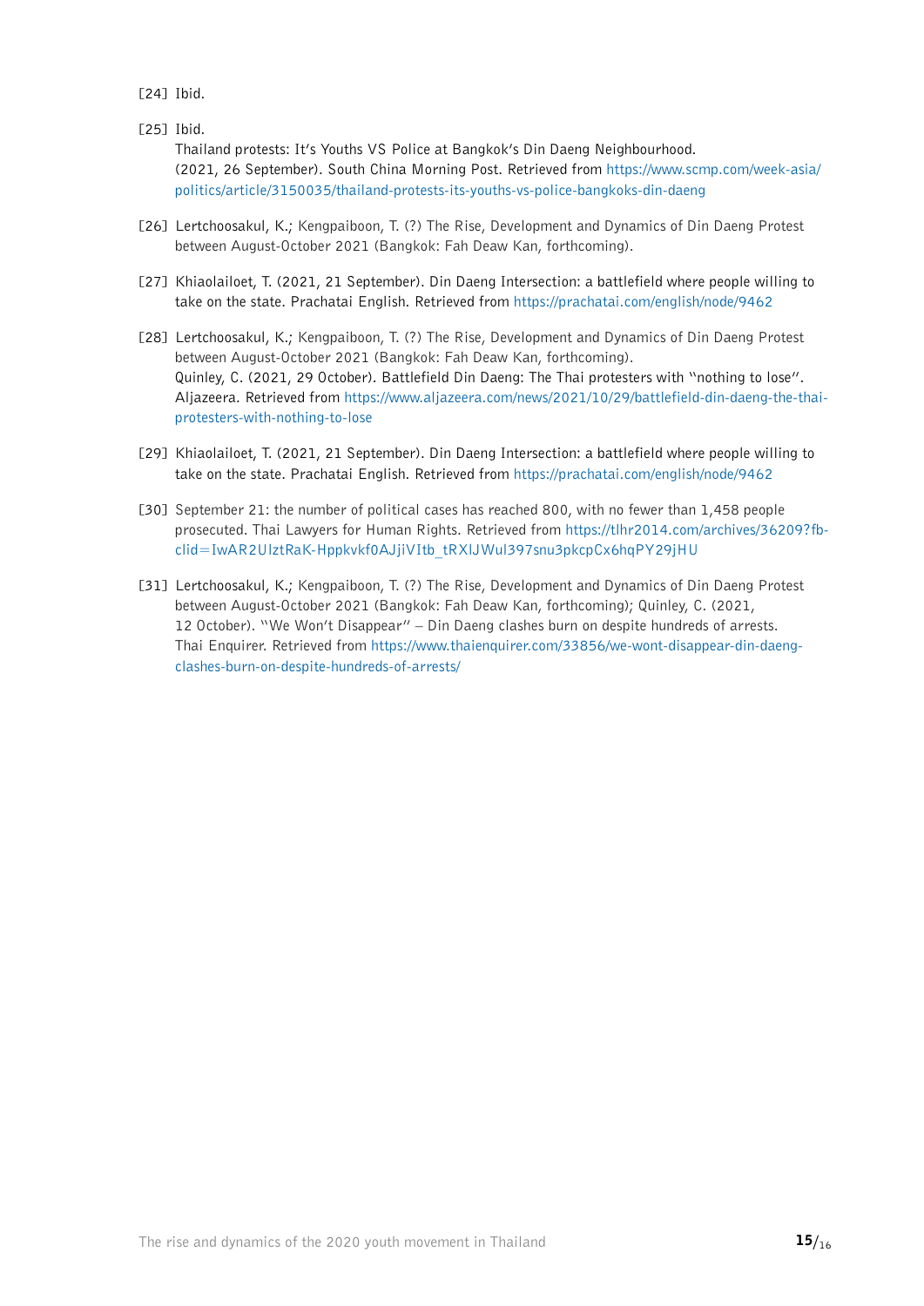[24] Ibid.

[25] Ibid.
Thailand protests: It's Youths VS Police at Bangkok's Din Daeng Neighbourhood. (2021, 26 September). South China Morning Post. Retrieved from https://www.scmp.com/week-asia/politics/article/3150035/thailand-protests-its-youths-vs-police-bangkoks-din-daeng

[26] Lertchoosakul, K.; Kengpaiboon, T. (?) The Rise, Development and Dynamics of Din Daeng Protest between August-October 2021 (Bangkok: Fah Deaw Kan, forthcoming).

[27] Khiaolailoet, T. (2021, 21 September). Din Daeng Intersection: a battlefield where people willing to take on the state. Prachatai English. Retrieved from https://prachatai.com/english/node/9462

[28] Lertchoosakul, K.; Kengpaiboon, T. (?) The Rise, Development and Dynamics of Din Daeng Protest between August-October 2021 (Bangkok: Fah Deaw Kan, forthcoming).
Quinley, C. (2021, 29 October). Battlefield Din Daeng: The Thai protesters with "nothing to lose". Aljazeera. Retrieved from https://www.aljazeera.com/news/2021/10/29/battlefield-din-daeng-the-thai-protesters-with-nothing-to-lose

[29] Khiaolailoet, T. (2021, 21 September). Din Daeng Intersection: a battlefield where people willing to take on the state. Prachatai English. Retrieved from https://prachatai.com/english/node/9462

[30] September 21: the number of political cases has reached 800, with no fewer than 1,458 people prosecuted. Thai Lawyers for Human Rights. Retrieved from https://tlhr2014.com/archives/36209?fbclid=IwAR2UIztRaK-Hppkvkf0AJjiVItb_tRXIJWuI397snu3pkcpCx6hqPY29jHU

[31] Lertchoosakul, K.; Kengpaiboon, T. (?) The Rise, Development and Dynamics of Din Daeng Protest between August-October 2021 (Bangkok: Fah Deaw Kan, forthcoming); Quinley, C. (2021, 12 October). "We Won't Disappear" – Din Daeng clashes burn on despite hundreds of arrests. Thai Enquirer. Retrieved from https://www.thaienquirer.com/33856/we-wont-disappear-din-daeng-clashes-burn-on-despite-hundreds-of-arrests/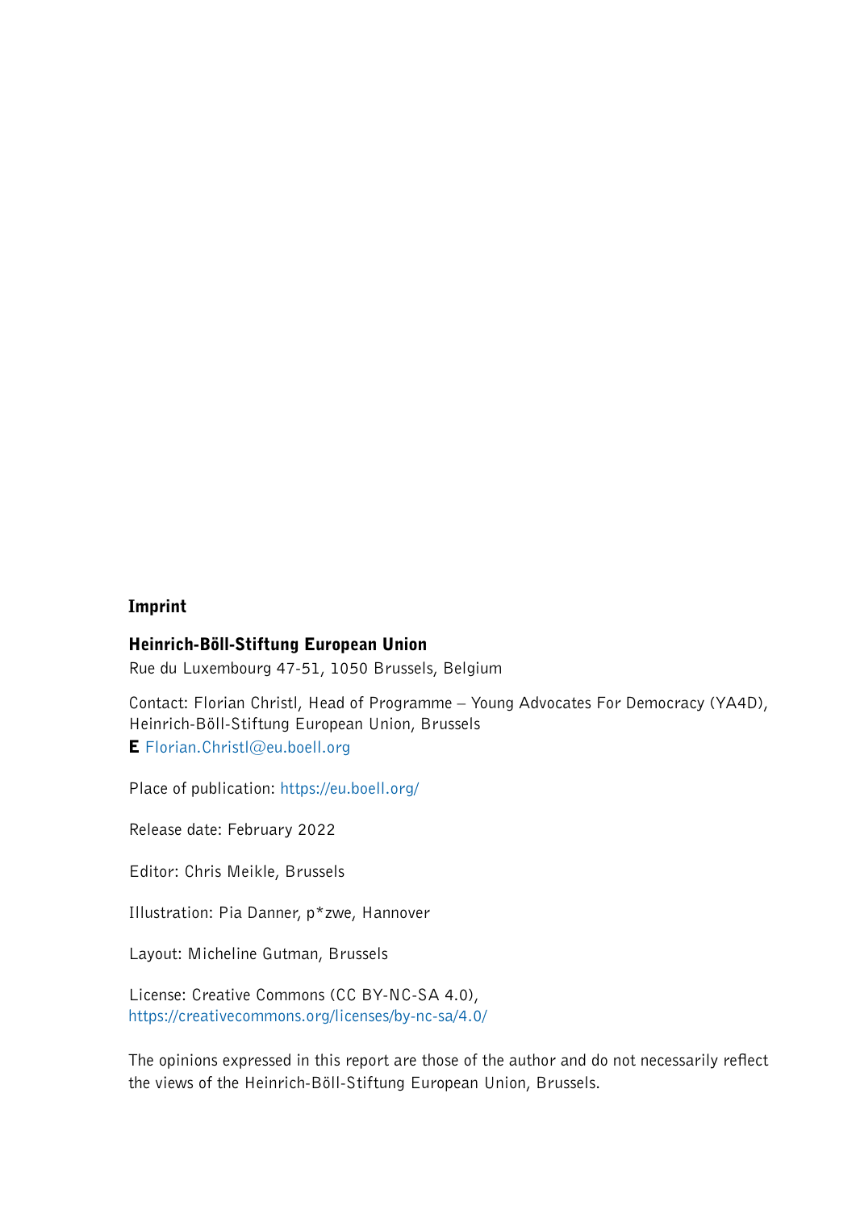## Imprint

### Heinrich-Böll-Stiftung European Union

Rue du Luxembourg 47-51, 1050 Brussels, Belgium

Contact: Florian Christl, Head of Programme – Young Advocates For Democracy (YA4D), Heinrich-Böll-Stiftung European Union, Brussels
**E** Florian.Christl@eu.boell.org

Place of publication: https://eu.boell.org/

Release date: February 2022

Editor: Chris Meikle, Brussels

Illustration: Pia Danner, p*zwe, Hannover

Layout: Micheline Gutman, Brussels

License: Creative Commons (CC BY-NC-SA 4.0),
https://creativecommons.org/licenses/by-nc-sa/4.0/

The opinions expressed in this report are those of the author and do not necessarily reflect the views of the Heinrich-Böll-Stiftung European Union, Brussels.